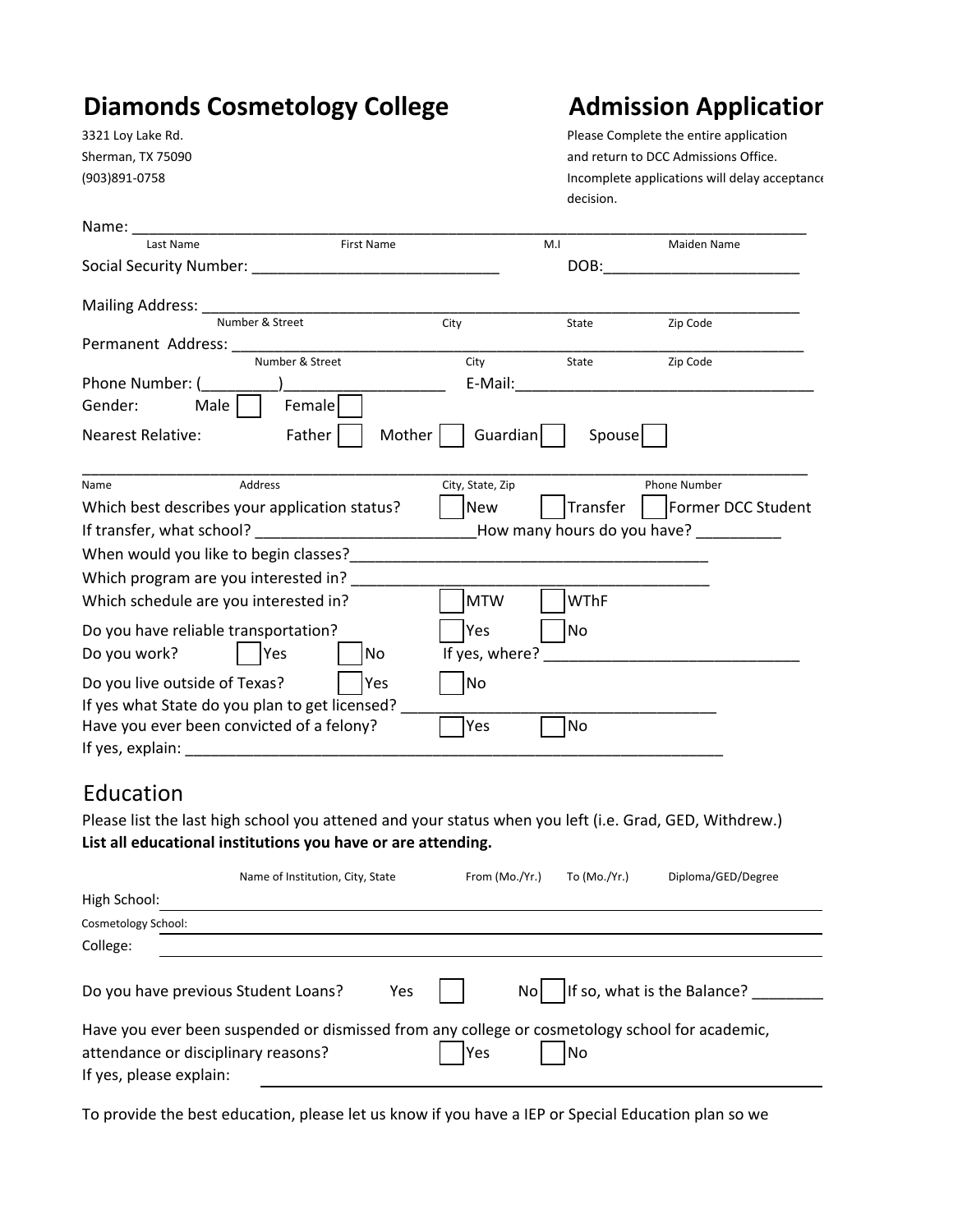# Diamonds Cosmetology College

# Admission Application

3321 Loy Lake Rd.
Sherman, TX 75090
(903)891-0758

Please Complete the entire application and return to DCC Admissions Office. Incomplete applications will delay acceptance decision.

Name: ___________________________________________________________________________
Last Name First Name M.I Maiden Name

Social Security Number: ____________________________ DOB:______________________

Mailing Address: ___________________________________________________________________
Number & Street City State Zip Code

Permanent Address: ________________________________________________________________
Number & Street City State Zip Code

Phone Number: (_________)__________________ E-Mail:__________________________________

Gender: Male ☐ Female ☐

Nearest Relative: Father ☐ Mother ☐ Guardian ☐ Spouse ☐

_____________________________________________________________________________________
Name Address City, State, Zip Phone Number

Which best describes your application status? ☐ New ☐ Transfer ☐ Former DCC Student

If transfer, what school? _________________________How many hours do you have? _________

When would you like to begin classes?_______________________________________

Which program are you interested in? _______________________________________

Which schedule are you interested in? ☐ MTW ☐ WThF

Do you have reliable transportation? ☐ Yes ☐ No

Do you work? ☐ Yes ☐ No If yes, where? ____________________________

Do you live outside of Texas? ☐ Yes ☐ No

If yes what State do you plan to get licensed? ___________________________________

Have you ever been convicted of a felony? ☐ Yes ☐ No

If yes, explain: ______________________________________________________________

## Education

Please list the last high school you attened and your status when you left (i.e. Grad, GED, Withdrew.)

**List all educational institutions you have or are attending.**

| | Name of Institution, City, State | From (Mo./Yr.) | To (Mo./Yr.) | Diploma/GED/Degree |
|---|---|---|---|---|
| High School: | | | | |
| Cosmetology School: | | | | |
| College: | | | | |

Do you have previous Student Loans? Yes ☐ No ☐ If so, what is the Balance? ________

Have you ever been suspended or dismissed from any college or cosmetology school for academic, attendance or disciplinary reasons? ☐ Yes ☐ No

If yes, please explain: ______________________________________________________

To provide the best education, please let us know if you have a IEP or Special Education plan so we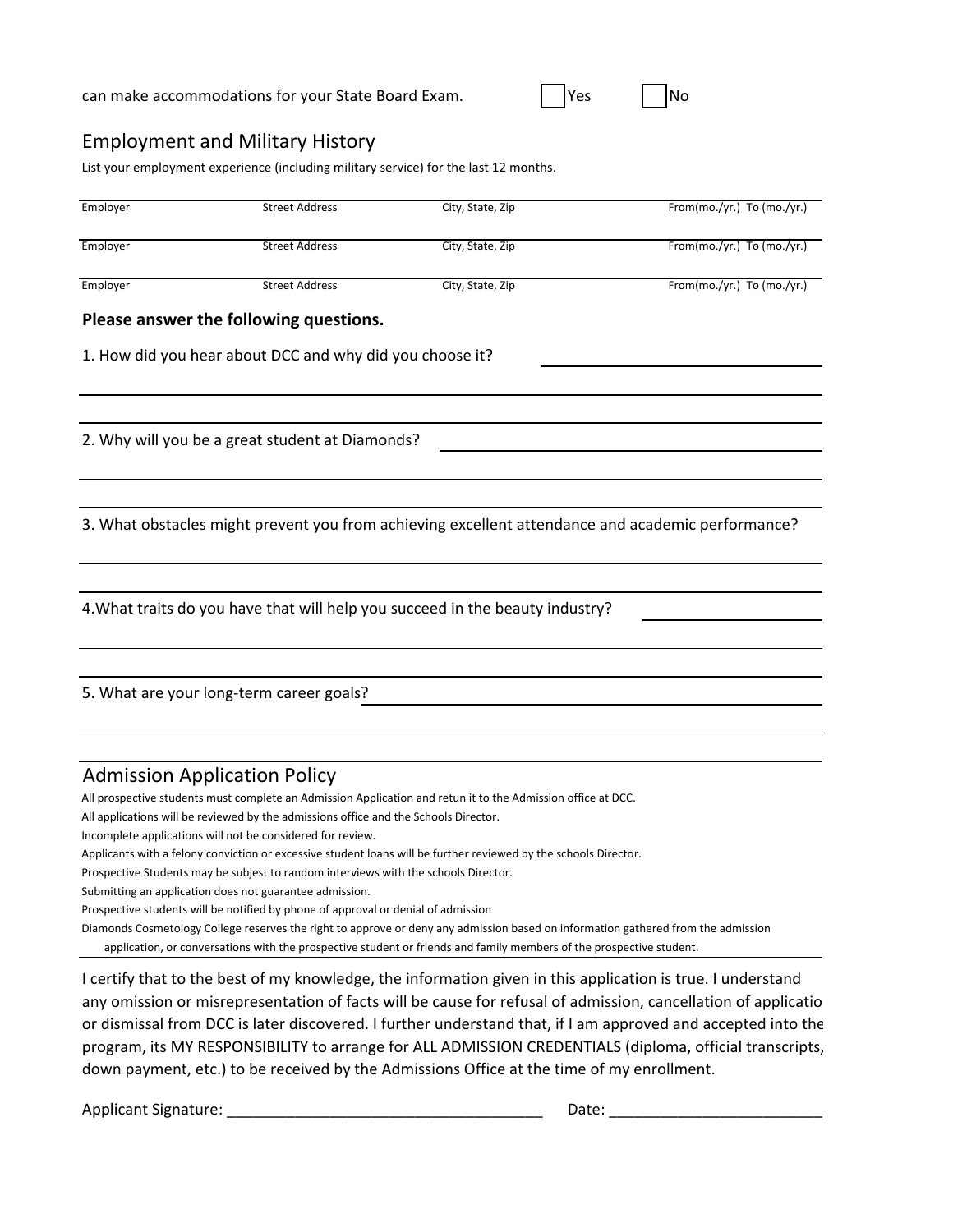can make accommodations for your State Board Exam. ☐ Yes ☐ No

## Employment and Military History

List your employment experience (including military service) for the last 12 months.

| Employer | Street Address | City, State, Zip | From(mo./yr.) To (mo./yr.) |
|---|---|---|---|
| Employer | Street Address | City, State, Zip | From(mo./yr.) To (mo./yr.) |
| Employer | Street Address | City, State, Zip | From(mo./yr.) To (mo./yr.) |

**Please answer the following questions.**

1. How did you hear about DCC and why did you choose it? \_\_\_\_\_\_\_\_\_\_\_\_\_\_\_\_\_\_\_\_

2. Why will you be a great student at Diamonds? \_\_\_\_\_\_\_\_\_\_\_\_\_\_\_\_\_\_\_\_

3. What obstacles might prevent you from achieving excellent attendance and academic performance?

4.What traits do you have that will help you succeed in the beauty industry? \_\_\_\_\_\_\_\_\_\_\_\_\_\_\_\_\_\_\_\_

5. What are your long-term career goals? \_\_\_\_\_\_\_\_\_\_\_\_\_\_\_\_\_\_\_\_

## Admission Application Policy

All prospective students must complete an Admission Application and retun it to the Admission office at DCC.
All applications will be reviewed by the admissions office and the Schools Director.
Incomplete applications will not be considered for review.
Applicants with a felony conviction or excessive student loans will be further reviewed by the schools Director.
Prospective Students may be subjest to random interviews with the schools Director.
Submitting an application does not guarantee admission.
Prospective students will be notified by phone of approval or denial of admission
Diamonds Cosmetology College reserves the right to approve or deny any admission based on information gathered from the admission application, or conversations with the prospective student or friends and family members of the prospective student.

I certify that to the best of my knowledge, the information given in this application is true. I understand any omission or misrepresentation of facts will be cause for refusal of admission, cancellation of applicatio or dismissal from DCC is later discovered. I further understand that, if I am approved and accepted into the program, its MY RESPONSIBILITY to arrange for ALL ADMISSION CREDENTIALS (diploma, official transcripts, down payment, etc.) to be received by the Admissions Office at the time of my enrollment.

Applicant Signature: \_\_\_\_\_\_\_\_\_\_\_\_\_\_\_\_\_\_\_\_\_\_\_\_\_\_\_\_\_\_\_\_\_\_\_\_\_\_ Date: \_\_\_\_\_\_\_\_\_\_\_\_\_\_\_\_\_\_\_\_\_\_\_\_\_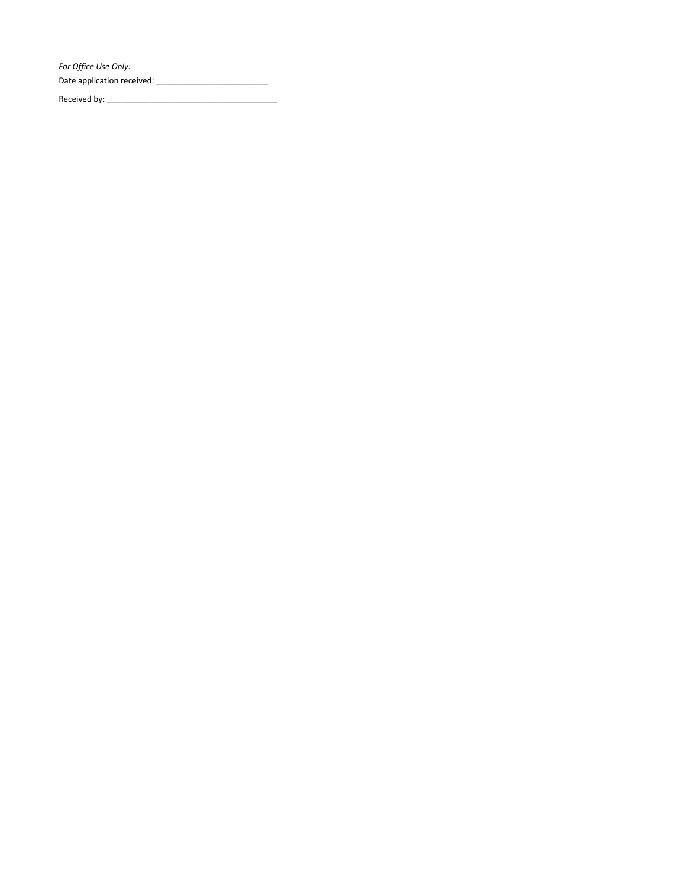*For Office Use Only:*

Date application received: __________________________

Received by: ________________________________________